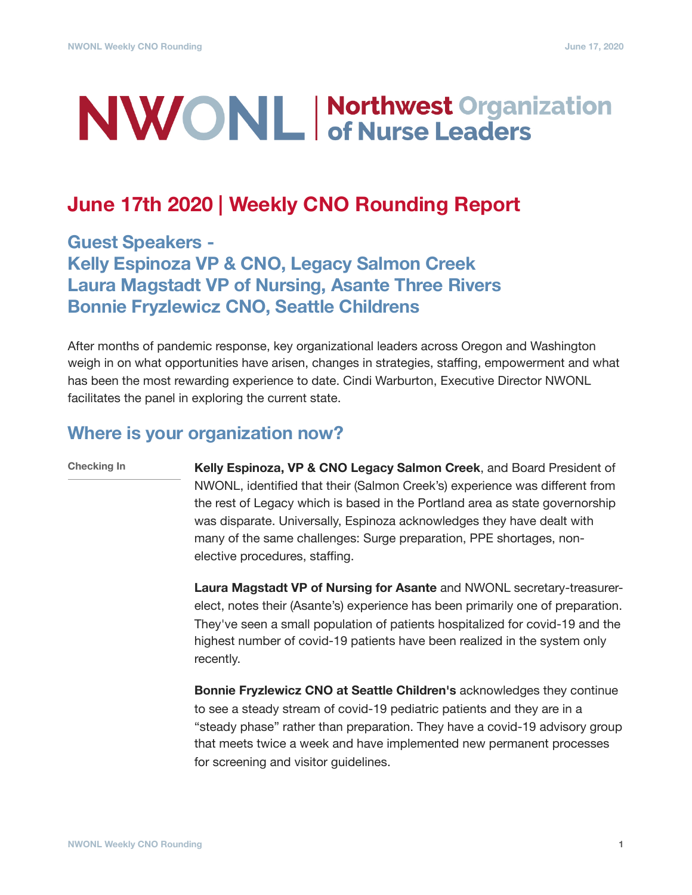# NWONL | Northwest Organization of Nurse Leaders

## June 17th 2020 | Weekly CNO Rounding Report

### Guest Speakers -
### Kelly Espinoza VP & CNO, Legacy Salmon Creek
### Laura Magstadt VP of Nursing, Asante Three Rivers
### Bonnie Fryzlewicz CNO, Seattle Childrens

After months of pandemic response, key organizational leaders across Oregon and Washington weigh in on what opportunities have arisen, changes in strategies, staffing, empowerment and what has been the most rewarding experience to date. Cindi Warburton, Executive Director NWONL facilitates the panel in exploring the current state.

## Where is your organization now?

**Checking In**

**Kelly Espinoza, VP & CNO Legacy Salmon Creek**, and Board President of NWONL, identified that their (Salmon Creek's) experience was different from the rest of Legacy which is based in the Portland area as state governorship was disparate. Universally, Espinoza acknowledges they have dealt with many of the same challenges: Surge preparation, PPE shortages, non-elective procedures, staffing.

**Laura Magstadt VP of Nursing for Asante** and NWONL secretary-treasurer-elect, notes their (Asante's) experience has been primarily one of preparation. They've seen a small population of patients hospitalized for covid-19 and the highest number of covid-19 patients have been realized in the system only recently.

**Bonnie Fryzlewicz CNO at Seattle Children's** acknowledges they continue to see a steady stream of covid-19 pediatric patients and they are in a "steady phase" rather than preparation. They have a covid-19 advisory group that meets twice a week and have implemented new permanent processes for screening and visitor guidelines.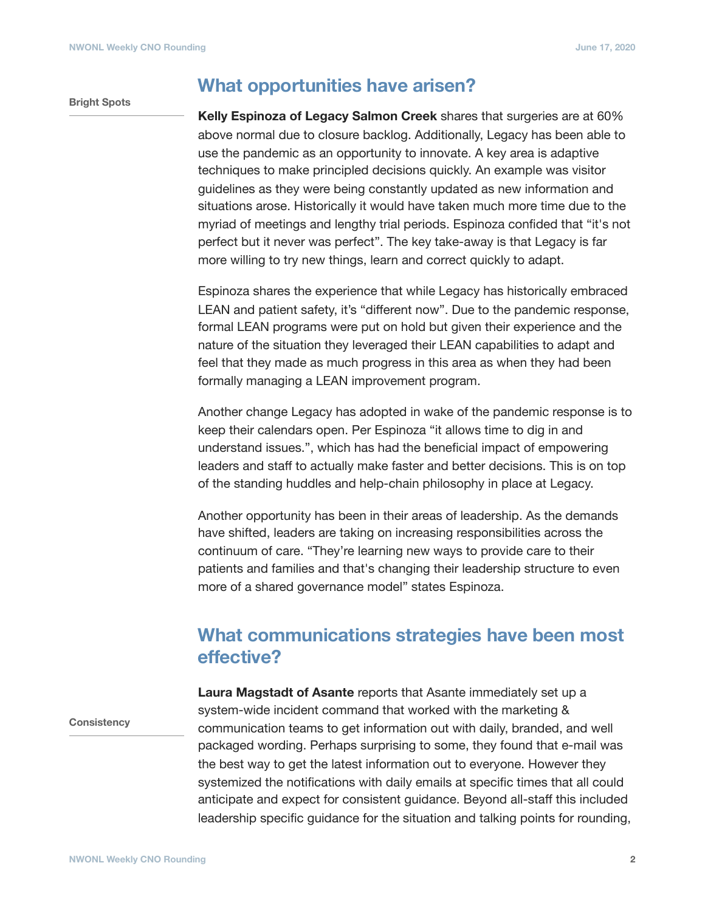## What opportunities have arisen?

Bright Spots

**Kelly Espinoza of Legacy Salmon Creek** shares that surgeries are at 60% above normal due to closure backlog. Additionally, Legacy has been able to use the pandemic as an opportunity to innovate. A key area is adaptive techniques to make principled decisions quickly. An example was visitor guidelines as they were being constantly updated as new information and situations arose. Historically it would have taken much more time due to the myriad of meetings and lengthy trial periods. Espinoza confided that "it's not perfect but it never was perfect". The key take-away is that Legacy is far more willing to try new things, learn and correct quickly to adapt.

Espinoza shares the experience that while Legacy has historically embraced LEAN and patient safety, it's "different now". Due to the pandemic response, formal LEAN programs were put on hold but given their experience and the nature of the situation they leveraged their LEAN capabilities to adapt and feel that they made as much progress in this area as when they had been formally managing a LEAN improvement program.

Another change Legacy has adopted in wake of the pandemic response is to keep their calendars open. Per Espinoza "it allows time to dig in and understand issues.", which has had the beneficial impact of empowering leaders and staff to actually make faster and better decisions. This is on top of the standing huddles and help-chain philosophy in place at Legacy.

Another opportunity has been in their areas of leadership. As the demands have shifted, leaders are taking on increasing responsibilities across the continuum of care. "They're learning new ways to provide care to their patients and families and that's changing their leadership structure to even more of a shared governance model" states Espinoza.

## What communications strategies have been most effective?

Consistency

**Laura Magstadt of Asante** reports that Asante immediately set up a system-wide incident command that worked with the marketing & communication teams to get information out with daily, branded, and well packaged wording. Perhaps surprising to some, they found that e-mail was the best way to get the latest information out to everyone. However they systemized the notifications with daily emails at specific times that all could anticipate and expect for consistent guidance. Beyond all-staff this included leadership specific guidance for the situation and talking points for rounding,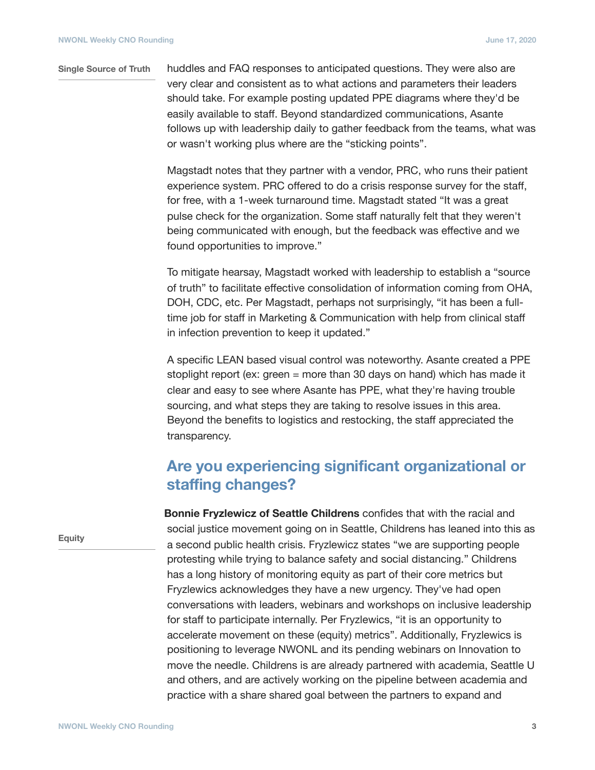**Single Source of Truth**

huddles and FAQ responses to anticipated questions. They were also are very clear and consistent as to what actions and parameters their leaders should take. For example posting updated PPE diagrams where they'd be easily available to staff. Beyond standardized communications, Asante follows up with leadership daily to gather feedback from the teams, what was or wasn't working plus where are the "sticking points".

Magstadt notes that they partner with a vendor, PRC, who runs their patient experience system. PRC offered to do a crisis response survey for the staff, for free, with a 1-week turnaround time. Magstadt stated "It was a great pulse check for the organization. Some staff naturally felt that they weren't being communicated with enough, but the feedback was effective and we found opportunities to improve."

To mitigate hearsay, Magstadt worked with leadership to establish a "source of truth" to facilitate effective consolidation of information coming from OHA, DOH, CDC, etc. Per Magstadt, perhaps not surprisingly, "it has been a full-time job for staff in Marketing & Communication with help from clinical staff in infection prevention to keep it updated."

A specific LEAN based visual control was noteworthy. Asante created a PPE stoplight report (ex: green = more than 30 days on hand) which has made it clear and easy to see where Asante has PPE, what they're having trouble sourcing, and what steps they are taking to resolve issues in this area. Beyond the benefits to logistics and restocking, the staff appreciated the transparency.

## Are you experiencing significant organizational or staffing changes?

**Equity**

**Bonnie Fryzlewicz of Seattle Childrens** confides that with the racial and social justice movement going on in Seattle, Childrens has leaned into this as a second public health crisis. Fryzlewicz states "we are supporting people protesting while trying to balance safety and social distancing." Childrens has a long history of monitoring equity as part of their core metrics but Fryzlewics acknowledges they have a new urgency. They've had open conversations with leaders, webinars and workshops on inclusive leadership for staff to participate internally. Per Fryzlewics, "it is an opportunity to accelerate movement on these (equity) metrics". Additionally, Fryzlewics is positioning to leverage NWONL and its pending webinars on Innovation to move the needle. Childrens is are already partnered with academia, Seattle U and others, and are actively working on the pipeline between academia and practice with a share shared goal between the partners to expand and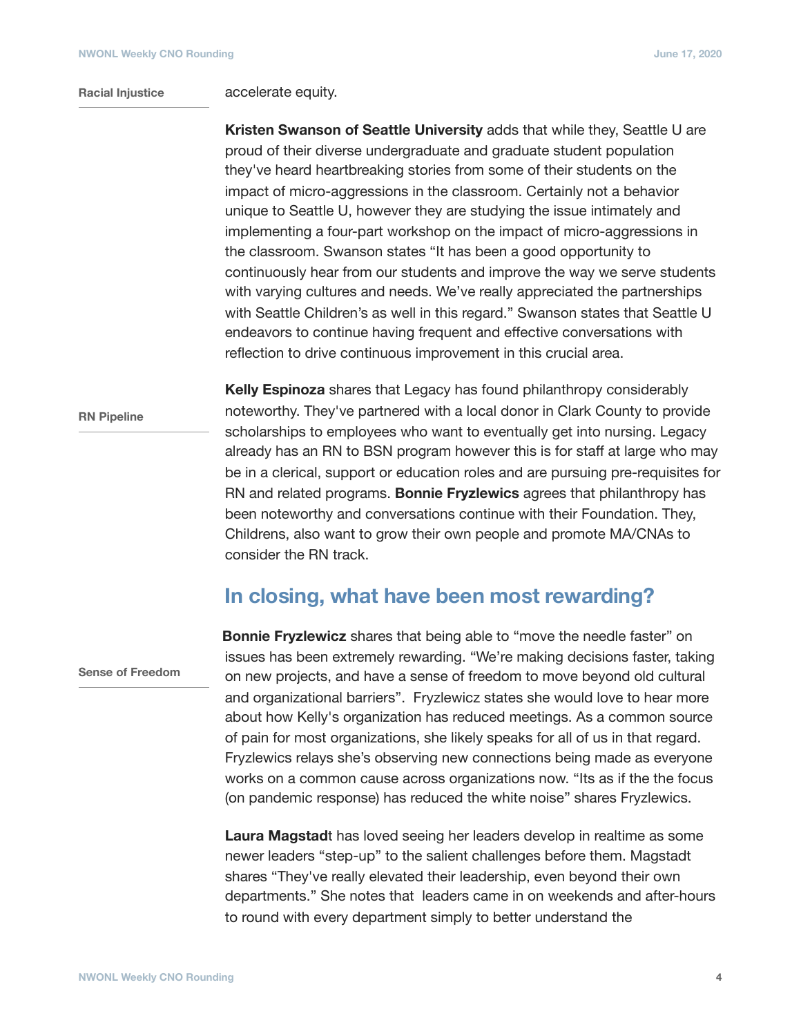**Racial Injustice**

accelerate equity.

**Kristen Swanson of Seattle University** adds that while they, Seattle U are proud of their diverse undergraduate and graduate student population they've heard heartbreaking stories from some of their students on the impact of micro-aggressions in the classroom. Certainly not a behavior unique to Seattle U, however they are studying the issue intimately and implementing a four-part workshop on the impact of micro-aggressions in the classroom. Swanson states "It has been a good opportunity to continuously hear from our students and improve the way we serve students with varying cultures and needs. We've really appreciated the partnerships with Seattle Children's as well in this regard." Swanson states that Seattle U endeavors to continue having frequent and effective conversations with reflection to drive continuous improvement in this crucial area.

**RN Pipeline**

**Kelly Espinoza** shares that Legacy has found philanthropy considerably noteworthy. They've partnered with a local donor in Clark County to provide scholarships to employees who want to eventually get into nursing. Legacy already has an RN to BSN program however this is for staff at large who may be in a clerical, support or education roles and are pursuing pre-requisites for RN and related programs. **Bonnie Fryzlewics** agrees that philanthropy has been noteworthy and conversations continue with their Foundation. They, Childrens, also want to grow their own people and promote MA/CNAs to consider the RN track.

## In closing, what have been most rewarding?

**Sense of Freedom**

**Bonnie Fryzlewicz** shares that being able to "move the needle faster" on issues has been extremely rewarding. "We're making decisions faster, taking on new projects, and have a sense of freedom to move beyond old cultural and organizational barriers". Fryzlewicz states she would love to hear more about how Kelly's organization has reduced meetings. As a common source of pain for most organizations, she likely speaks for all of us in that regard. Fryzlewics relays she's observing new connections being made as everyone works on a common cause across organizations now. "Its as if the the focus (on pandemic response) has reduced the white noise" shares Fryzlewics.

**Laura Magstad**t has loved seeing her leaders develop in realtime as some newer leaders "step-up" to the salient challenges before them. Magstadt shares "They've really elevated their leadership, even beyond their own departments." She notes that leaders came in on weekends and after-hours to round with every department simply to better understand the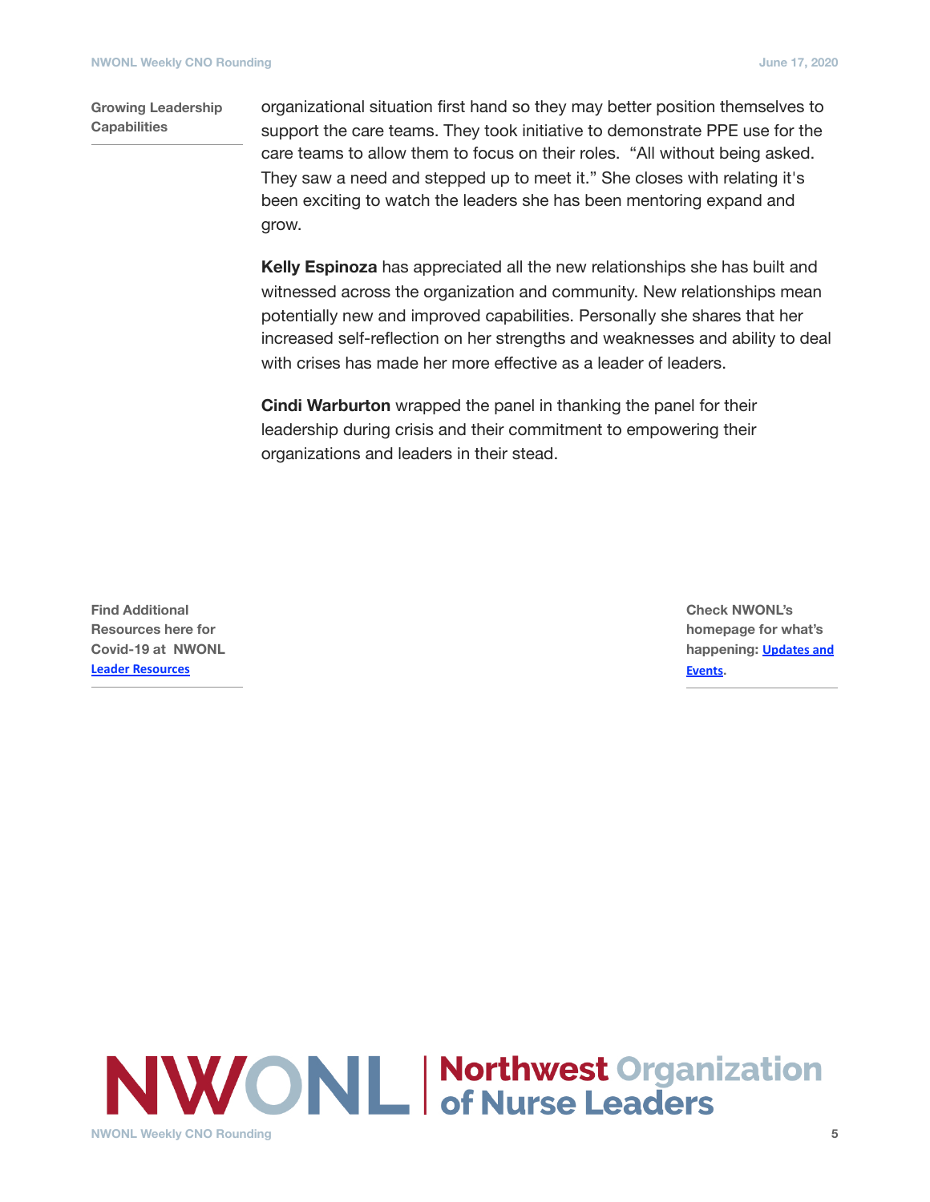**Growing Leadership Capabilities**

organizational situation first hand so they may better position themselves to support the care teams. They took initiative to demonstrate PPE use for the care teams to allow them to focus on their roles.  “All without being asked. They saw a need and stepped up to meet it.” She closes with relating it's been exciting to watch the leaders she has been mentoring expand and grow.

**Kelly Espinoza** has appreciated all the new relationships she has built and witnessed across the organization and community. New relationships mean potentially new and improved capabilities. Personally she shares that her increased self-reflection on her strengths and weaknesses and ability to deal with crises has made her more effective as a leader of leaders.

**Cindi Warburton** wrapped the panel in thanking the panel for their leadership during crisis and their commitment to empowering their organizations and leaders in their stead.

**Find Additional Resources here for Covid-19 at NWONL [Leader Resources](Leader Resources)**

**Check NWONL’s homepage for what’s happening: [Updates and Events](Updates and Events).**

NWONL | Northwest Organization of Nurse Leaders